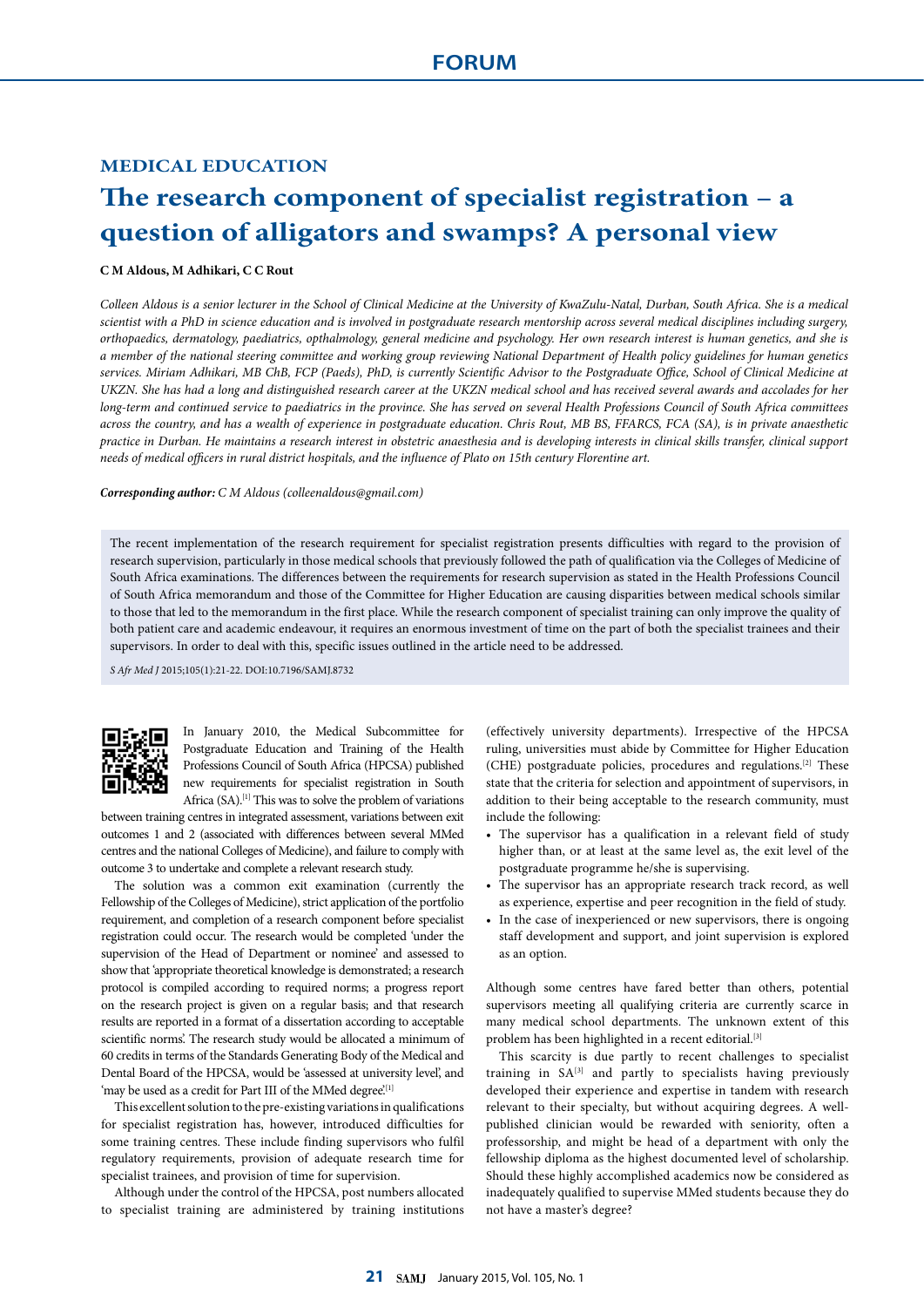FORUM

## MEDICAL EDUCATION

# The research component of specialist registration – a question of alligators and swamps? A personal view

**C M Aldous, M Adhikari, C C Rout**

*Colleen Aldous is a senior lecturer in the School of Clinical Medicine at the University of KwaZulu-Natal, Durban, South Africa. She is a medical scientist with a PhD in science education and is involved in postgraduate research mentorship across several medical disciplines including surgery, orthopaedics, dermatology, paediatrics, opthalmology, general medicine and psychology. Her own research interest is human genetics, and she is a member of the national steering committee and working group reviewing National Department of Health policy guidelines for human genetics services. Miriam Adhikari, MB ChB, FCP (Paeds), PhD, is currently Scientific Advisor to the Postgraduate Office, School of Clinical Medicine at UKZN. She has had a long and distinguished research career at the UKZN medical school and has received several awards and accolades for her long-term and continued service to paediatrics in the province. She has served on several Health Professions Council of South Africa committees across the country, and has a wealth of experience in postgraduate education. Chris Rout, MB BS, FFARCS, FCA (SA), is in private anaesthetic practice in Durban. He maintains a research interest in obstetric anaesthesia and is developing interests in clinical skills transfer, clinical support needs of medical officers in rural district hospitals, and the influence of Plato on 15th century Florentine art.*

***Corresponding author:** C M Aldous (colleenaldous@gmail.com)*

The recent implementation of the research requirement for specialist registration presents difficulties with regard to the provision of research supervision, particularly in those medical schools that previously followed the path of qualification via the Colleges of Medicine of South Africa examinations. The differences between the requirements for research supervision as stated in the Health Professions Council of South Africa memorandum and those of the Committee for Higher Education are causing disparities between medical schools similar to those that led to the memorandum in the first place. While the research component of specialist training can only improve the quality of both patient care and academic endeavour, it requires an enormous investment of time on the part of both the specialist trainees and their supervisors. In order to deal with this, specific issues outlined in the article need to be addressed.

*S Afr Med J* 2015;105(1):21-22. DOI:10.7196/SAMJ.8732

In January 2010, the Medical Subcommittee for Postgraduate Education and Training of the Health Professions Council of South Africa (HPCSA) published new requirements for specialist registration in South Africa (SA).[1] This was to solve the problem of variations between training centres in integrated assessment, variations between exit outcomes 1 and 2 (associated with differences between several MMed centres and the national Colleges of Medicine), and failure to comply with outcome 3 to undertake and complete a relevant research study.

The solution was a common exit examination (currently the Fellowship of the Colleges of Medicine), strict application of the portfolio requirement, and completion of a research component before specialist registration could occur. The research would be completed 'under the supervision of the Head of Department or nominee' and assessed to show that 'appropriate theoretical knowledge is demonstrated; a research protocol is compiled according to required norms; a progress report on the research project is given on a regular basis; and that research results are reported in a format of a dissertation according to acceptable scientific norms'. The research study would be allocated a minimum of 60 credits in terms of the Standards Generating Body of the Medical and Dental Board of the HPCSA, would be 'assessed at university level', and 'may be used as a credit for Part III of the MMed degree'.[1]

This excellent solution to the pre-existing variations in qualifications for specialist registration has, however, introduced difficulties for some training centres. These include finding supervisors who fulfil regulatory requirements, provision of adequate research time for specialist trainees, and provision of time for supervision.

Although under the control of the HPCSA, post numbers allocated to specialist training are administered by training institutions (effectively university departments). Irrespective of the HPCSA ruling, universities must abide by Committee for Higher Education (CHE) postgraduate policies, procedures and regulations.[2] These state that the criteria for selection and appointment of supervisors, in addition to their being acceptable to the research community, must include the following:

- The supervisor has a qualification in a relevant field of study higher than, or at least at the same level as, the exit level of the postgraduate programme he/she is supervising.
- The supervisor has an appropriate research track record, as well as experience, expertise and peer recognition in the field of study.
- In the case of inexperienced or new supervisors, there is ongoing staff development and support, and joint supervision is explored as an option.

Although some centres have fared better than others, potential supervisors meeting all qualifying criteria are currently scarce in many medical school departments. The unknown extent of this problem has been highlighted in a recent editorial.[3]

This scarcity is due partly to recent challenges to specialist training in SA[3] and partly to specialists having previously developed their experience and expertise in tandem with research relevant to their specialty, but without acquiring degrees. A well-published clinician would be rewarded with seniority, often a professorship, and might be head of a department with only the fellowship diploma as the highest documented level of scholarship. Should these highly accomplished academics now be considered as inadequately qualified to supervise MMed students because they do not have a master's degree?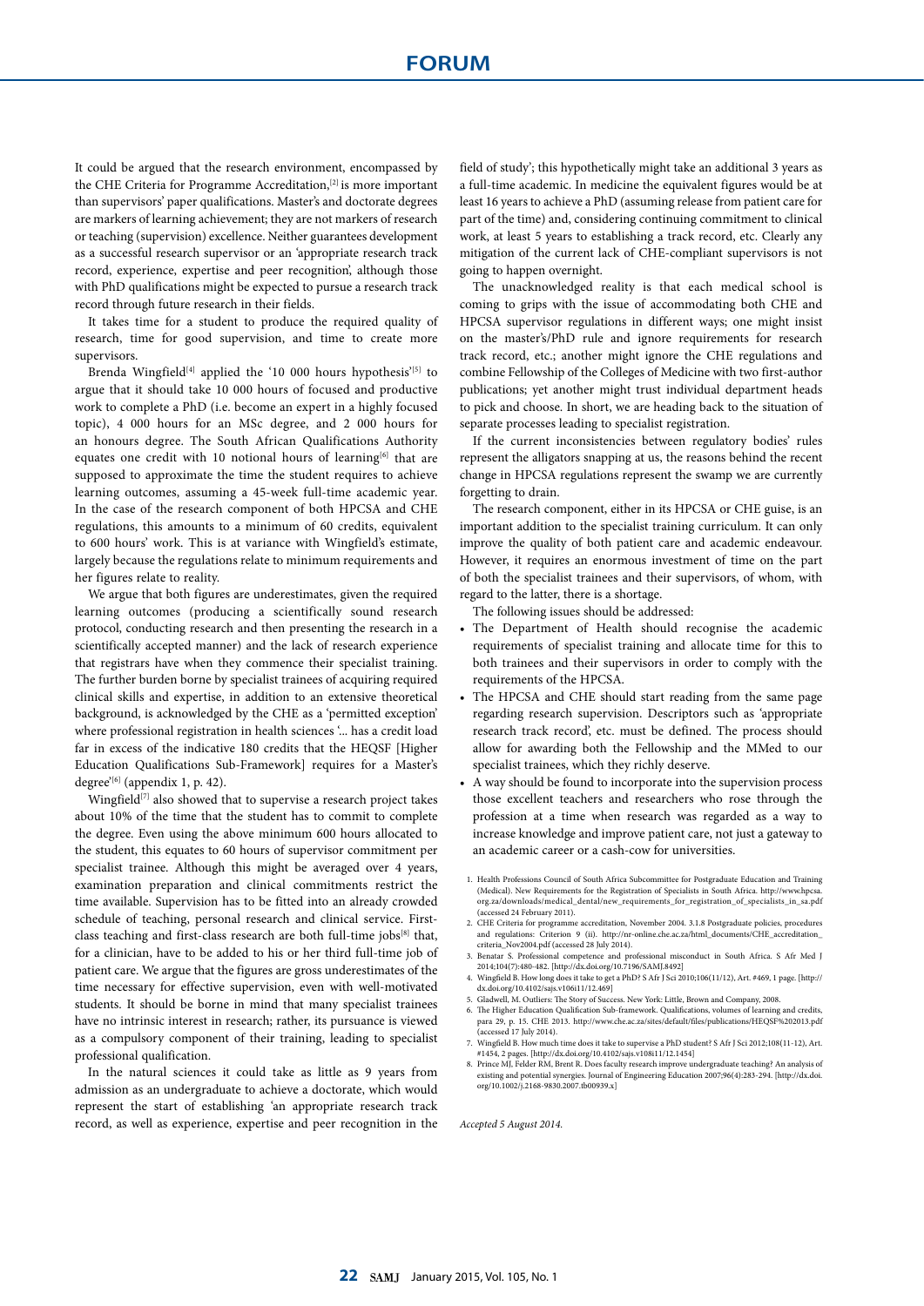It could be argued that the research environment, encompassed by the CHE Criteria for Programme Accreditation,[2] is more important than supervisors' paper qualifications. Master's and doctorate degrees are markers of learning achievement; they are not markers of research or teaching (supervision) excellence. Neither guarantees development as a successful research supervisor or an 'appropriate research track record, experience, expertise and peer recognition', although those with PhD qualifications might be expected to pursue a research track record through future research in their fields.

It takes time for a student to produce the required quality of research, time for good supervision, and time to create more supervisors.

Brenda Wingfield[4] applied the '10 000 hours hypothesis'[5] to argue that it should take 10 000 hours of focused and productive work to complete a PhD (i.e. become an expert in a highly focused topic), 4 000 hours for an MSc degree, and 2 000 hours for an honours degree. The South African Qualifications Authority equates one credit with 10 notional hours of learning[6] that are supposed to approximate the time the student requires to achieve learning outcomes, assuming a 45-week full-time academic year. In the case of the research component of both HPCSA and CHE regulations, this amounts to a minimum of 60 credits, equivalent to 600 hours' work. This is at variance with Wingfield's estimate, largely because the regulations relate to minimum requirements and her figures relate to reality.

We argue that both figures are underestimates, given the required learning outcomes (producing a scientifically sound research protocol, conducting research and then presenting the research in a scientifically accepted manner) and the lack of research experience that registrars have when they commence their specialist training. The further burden borne by specialist trainees of acquiring required clinical skills and expertise, in addition to an extensive theoretical background, is acknowledged by the CHE as a 'permitted exception' where professional registration in health sciences '... has a credit load far in excess of the indicative 180 credits that the HEQSF [Higher Education Qualifications Sub-Framework] requires for a Master's degree'[6] (appendix 1, p. 42).

Wingfield[7] also showed that to supervise a research project takes about 10% of the time that the student has to commit to complete the degree. Even using the above minimum 600 hours allocated to the student, this equates to 60 hours of supervisor commitment per specialist trainee. Although this might be averaged over 4 years, examination preparation and clinical commitments restrict the time available. Supervision has to be fitted into an already crowded schedule of teaching, personal research and clinical service. First-class teaching and first-class research are both full-time jobs[8] that, for a clinician, have to be added to his or her third full-time job of patient care. We argue that the figures are gross underestimates of the time necessary for effective supervision, even with well-motivated students. It should be borne in mind that many specialist trainees have no intrinsic interest in research; rather, its pursuance is viewed as a compulsory component of their training, leading to specialist professional qualification.

In the natural sciences it could take as little as 9 years from admission as an undergraduate to achieve a doctorate, which would represent the start of establishing 'an appropriate research track record, as well as experience, expertise and peer recognition in the field of study'; this hypothetically might take an additional 3 years as a full-time academic. In medicine the equivalent figures would be at least 16 years to achieve a PhD (assuming release from patient care for part of the time) and, considering continuing commitment to clinical work, at least 5 years to establishing a track record, etc. Clearly any mitigation of the current lack of CHE-compliant supervisors is not going to happen overnight.

The unacknowledged reality is that each medical school is coming to grips with the issue of accommodating both CHE and HPCSA supervisor regulations in different ways; one might insist on the master's/PhD rule and ignore requirements for research track record, etc.; another might ignore the CHE regulations and combine Fellowship of the Colleges of Medicine with two first-author publications; yet another might trust individual department heads to pick and choose. In short, we are heading back to the situation of separate processes leading to specialist registration.

If the current inconsistencies between regulatory bodies' rules represent the alligators snapping at us, the reasons behind the recent change in HPCSA regulations represent the swamp we are currently forgetting to drain.

The research component, either in its HPCSA or CHE guise, is an important addition to the specialist training curriculum. It can only improve the quality of both patient care and academic endeavour. However, it requires an enormous investment of time on the part of both the specialist trainees and their supervisors, of whom, with regard to the latter, there is a shortage.

The following issues should be addressed:

- The Department of Health should recognise the academic requirements of specialist training and allocate time for this to both trainees and their supervisors in order to comply with the requirements of the HPCSA.
- The HPCSA and CHE should start reading from the same page regarding research supervision. Descriptors such as 'appropriate research track record', etc. must be defined. The process should allow for awarding both the Fellowship and the MMed to our specialist trainees, which they richly deserve.
- A way should be found to incorporate into the supervision process those excellent teachers and researchers who rose through the profession at a time when research was regarded as a way to increase knowledge and improve patient care, not just a gateway to an academic career or a cash-cow for universities.

1. Health Professions Council of South Africa Subcommittee for Postgraduate Education and Training (Medical). New Requirements for the Registration of Specialists in South Africa. http://www.hpcsa.org.za/downloads/medical_dental/new_requirements_for_registration_of_specialists_in_sa.pdf (accessed 24 February 2011).
2. CHE Criteria for programme accreditation, November 2004. 3.1.8 Postgraduate policies, procedures and regulations: Criterion 9 (ii). http://nr-online.che.ac.za/html_documents/CHE_accreditation_criteria_Nov2004.pdf (accessed 28 July 2014).
3. Benatar S. Professional competence and professional misconduct in South Africa. S Afr Med J 2014;104(7):480-482. [http://dx.doi.org/10.7196/SAMJ.8492]
4. Wingfield B. How long does it take to get a PhD? S Afr J Sci 2010;106(11/12), Art. #469, 1 page. [http://dx.doi.org/10.4102/sajs.v106i11/12.469]
5. Gladwell, M. Outliers: The Story of Success. New York: Little, Brown and Company, 2008.
6. The Higher Education Qualification Sub-framework. Qualifications, volumes of learning and credits, para 29, p. 15. CHE 2013. http://www.che.ac.za/sites/default/files/publications/HEQSF%202013.pdf (accessed 17 July 2014).
7. Wingfield B. How much time does it take to supervise a PhD student? S Afr J Sci 2012;108(11-12), Art. #1454, 2 pages. [http://dx.doi.org/10.4102/sajs.v108i11/12.1454]
8. Prince MJ, Felder RM, Brent R. Does faculty research improve undergraduate teaching? An analysis of existing and potential synergies. Journal of Engineering Education 2007;96(4):283-294. [http://dx.doi.org/10.1002/j.2168-9830.2007.tb00939.x]

*Accepted 5 August 2014.*